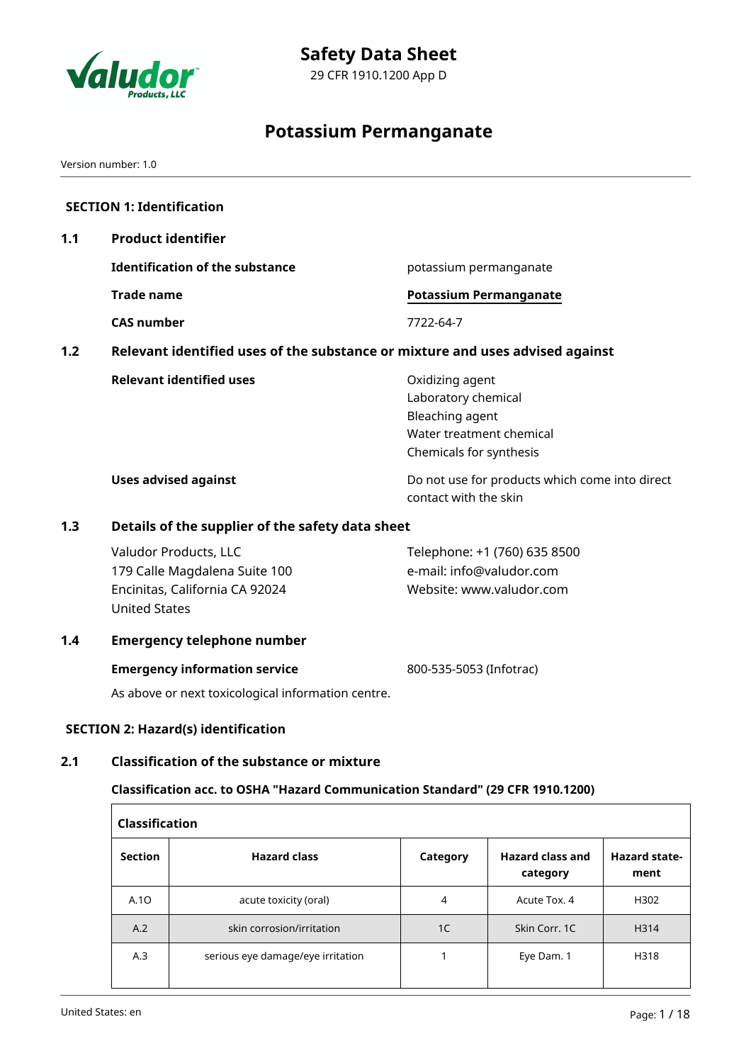# Safety Data Sheet

29 CFR 1910.1200 App D

# Potassium Permanganate

Version number: 1.0

## SECTION 1: Identification

### 1.1 Product identifier

**Identification of the substance**: potassium permanganate

**Trade name**: **Potassium Permanganate**

**CAS number**: 7722-64-7

### 1.2 Relevant identified uses of the substance or mixture and uses advised against

**Relevant identified uses**:
Oxidizing agent
Laboratory chemical
Bleaching agent
Water treatment chemical
Chemicals for synthesis

**Uses advised against**: Do not use for products which come into direct contact with the skin

### 1.3 Details of the supplier of the safety data sheet

Valudor Products, LLC
179 Calle Magdalena Suite 100
Encinitas, California CA 92024
United States

Telephone: +1 (760) 635 8500
e-mail: info@valudor.com
Website: www.valudor.com

### 1.4 Emergency telephone number

**Emergency information service**: 800-535-5053 (Infotrac)

As above or next toxicological information centre.

## SECTION 2: Hazard(s) identification

### 2.1 Classification of the substance or mixture

**Classification acc. to OSHA "Hazard Communication Standard" (29 CFR 1910.1200)**

| Section | Hazard class | Category | Hazard class and category | Hazard statement |
|---|---|---|---|---|
| A.1O | acute toxicity (oral) | 4 | Acute Tox. 4 | H302 |
| A.2 | skin corrosion/irritation | 1C | Skin Corr. 1C | H314 |
| A.3 | serious eye damage/eye irritation | 1 | Eye Dam. 1 | H318 |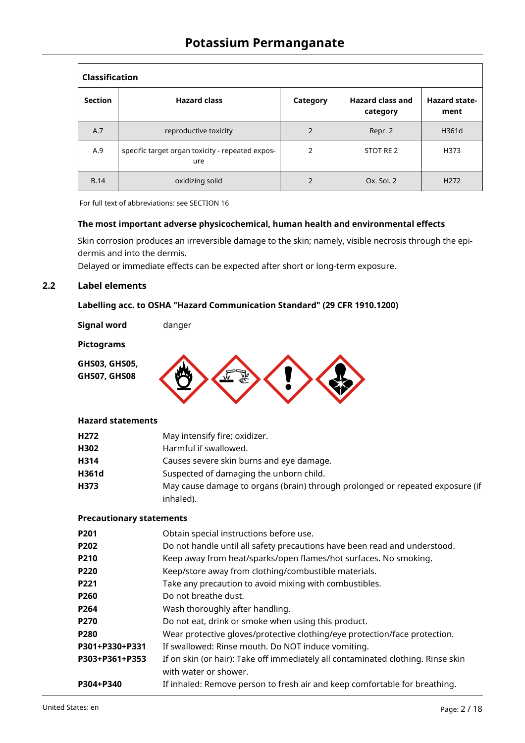| Classification | | | | |
|---|---|---|---|---|
| **Section** | **Hazard class** | **Category** | **Hazard class and category** | **Hazard statement** |
| A.7 | reproductive toxicity | 2 | Repr. 2 | H361d |
| A.9 | specific target organ toxicity - repeated exposure | 2 | STOT RE 2 | H373 |
| B.14 | oxidizing solid | 2 | Ox. Sol. 2 | H272 |

For full text of abbreviations: see SECTION 16

**The most important adverse physicochemical, human health and environmental effects**

Skin corrosion produces an irreversible damage to the skin; namely, visible necrosis through the epidermis and into the dermis.
Delayed or immediate effects can be expected after short or long-term exposure.

## 2.2 Label elements

**Labelling acc. to OSHA "Hazard Communication Standard" (29 CFR 1910.1200)**

**Signal word** danger

**Pictograms**

**GHS03, GHS05, GHS07, GHS08**

**Hazard statements**

| | |
|---|---|
| **H272** | May intensify fire; oxidizer. |
| **H302** | Harmful if swallowed. |
| **H314** | Causes severe skin burns and eye damage. |
| **H361d** | Suspected of damaging the unborn child. |
| **H373** | May cause damage to organs (brain) through prolonged or repeated exposure (if inhaled). |

**Precautionary statements**

| | |
|---|---|
| **P201** | Obtain special instructions before use. |
| **P202** | Do not handle until all safety precautions have been read and understood. |
| **P210** | Keep away from heat/sparks/open flames/hot surfaces. No smoking. |
| **P220** | Keep/store away from clothing/combustible materials. |
| **P221** | Take any precaution to avoid mixing with combustibles. |
| **P260** | Do not breathe dust. |
| **P264** | Wash thoroughly after handling. |
| **P270** | Do not eat, drink or smoke when using this product. |
| **P280** | Wear protective gloves/protective clothing/eye protection/face protection. |
| **P301+P330+P331** | If swallowed: Rinse mouth. Do NOT induce vomiting. |
| **P303+P361+P353** | If on skin (or hair): Take off immediately all contaminated clothing. Rinse skin with water or shower. |
| **P304+P340** | If inhaled: Remove person to fresh air and keep comfortable for breathing. |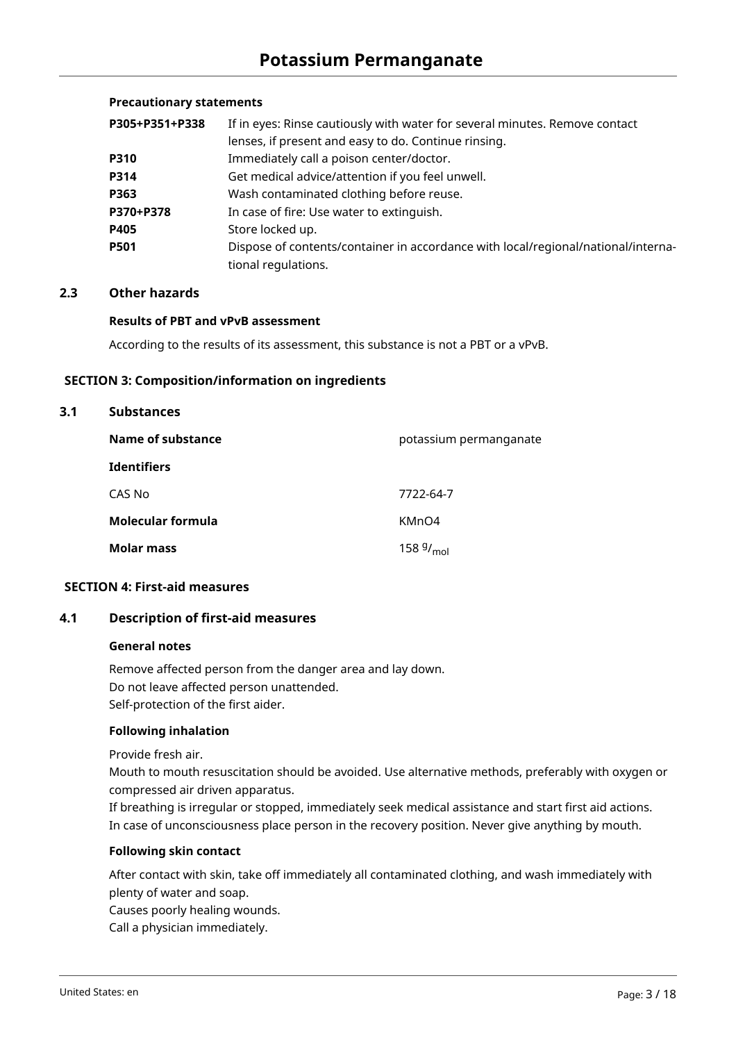**Precautionary statements**

| | |
|---|---|
| **P305+P351+P338** | If in eyes: Rinse cautiously with water for several minutes. Remove contact lenses, if present and easy to do. Continue rinsing. |
| **P310** | Immediately call a poison center/doctor. |
| **P314** | Get medical advice/attention if you feel unwell. |
| **P363** | Wash contaminated clothing before reuse. |
| **P370+P378** | In case of fire: Use water to extinguish. |
| **P405** | Store locked up. |
| **P501** | Dispose of contents/container in accordance with local/regional/national/international regulations. |

### 2.3 Other hazards

**Results of PBT and vPvB assessment**

According to the results of its assessment, this substance is not a PBT or a vPvB.

## SECTION 3: Composition/information on ingredients

### 3.1 Substances

| | |
|---|---|
| **Name of substance** | potassium permanganate |
| **Identifiers** | |
| CAS No | 7722-64-7 |
| **Molecular formula** | $KMnO_4$ |
| **Molar mass** | 158 $^{g}/_{mol}$ |

## SECTION 4: First-aid measures

### 4.1 Description of first-aid measures

**General notes**

Remove affected person from the danger area and lay down.
Do not leave affected person unattended.
Self-protection of the first aider.

**Following inhalation**

Provide fresh air.
Mouth to mouth resuscitation should be avoided. Use alternative methods, preferably with oxygen or compressed air driven apparatus.
If breathing is irregular or stopped, immediately seek medical assistance and start first aid actions.
In case of unconsciousness place person in the recovery position. Never give anything by mouth.

**Following skin contact**

After contact with skin, take off immediately all contaminated clothing, and wash immediately with plenty of water and soap.
Causes poorly healing wounds.
Call a physician immediately.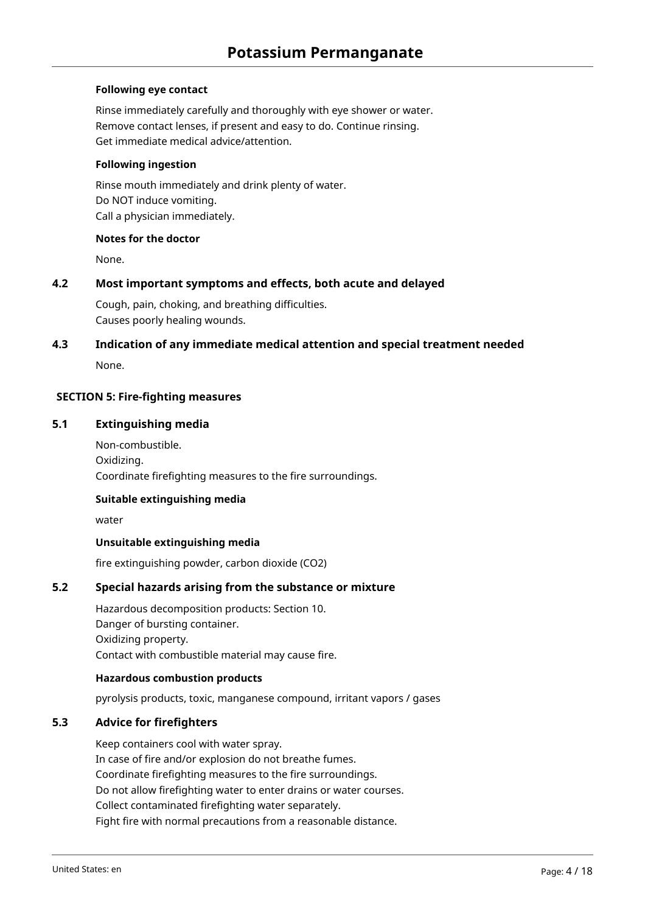**Following eye contact**

Rinse immediately carefully and thoroughly with eye shower or water.
Remove contact lenses, if present and easy to do. Continue rinsing.
Get immediate medical advice/attention.

**Following ingestion**

Rinse mouth immediately and drink plenty of water.
Do NOT induce vomiting.
Call a physician immediately.

**Notes for the doctor**

None.

### 4.2 Most important symptoms and effects, both acute and delayed

Cough, pain, choking, and breathing difficulties.
Causes poorly healing wounds.

### 4.3 Indication of any immediate medical attention and special treatment needed

None.

## SECTION 5: Fire-fighting measures

### 5.1 Extinguishing media

Non-combustible.
Oxidizing.
Coordinate firefighting measures to the fire surroundings.

**Suitable extinguishing media**

water

**Unsuitable extinguishing media**

fire extinguishing powder, carbon dioxide ($CO_2$)

### 5.2 Special hazards arising from the substance or mixture

Hazardous decomposition products: Section 10.
Danger of bursting container.
Oxidizing property.
Contact with combustible material may cause fire.

**Hazardous combustion products**

pyrolysis products, toxic, manganese compound, irritant vapors / gases

### 5.3 Advice for firefighters

Keep containers cool with water spray.
In case of fire and/or explosion do not breathe fumes.
Coordinate firefighting measures to the fire surroundings.
Do not allow firefighting water to enter drains or water courses.
Collect contaminated firefighting water separately.
Fight fire with normal precautions from a reasonable distance.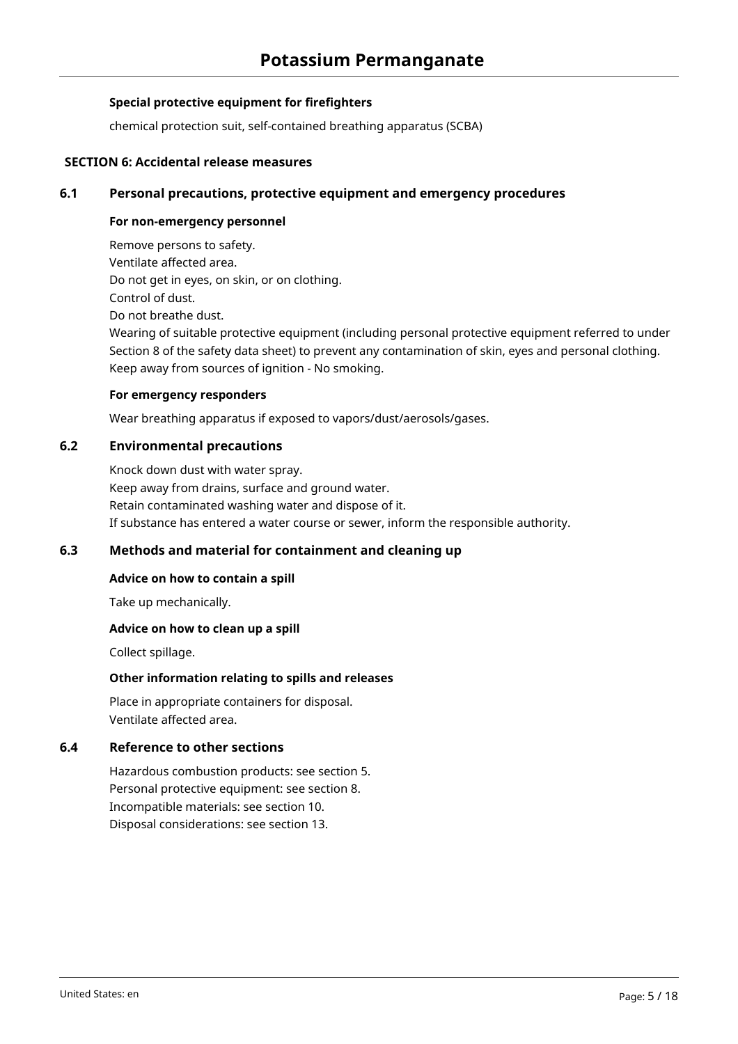### Special protective equipment for firefighters

chemical protection suit, self-contained breathing apparatus (SCBA)

## SECTION 6: Accidental release measures

### 6.1 Personal precautions, protective equipment and emergency procedures

**For non-emergency personnel**

Remove persons to safety.
Ventilate affected area.
Do not get in eyes, on skin, or on clothing.
Control of dust.
Do not breathe dust.
Wearing of suitable protective equipment (including personal protective equipment referred to under Section 8 of the safety data sheet) to prevent any contamination of skin, eyes and personal clothing.
Keep away from sources of ignition - No smoking.

**For emergency responders**

Wear breathing apparatus if exposed to vapors/dust/aerosols/gases.

### 6.2 Environmental precautions

Knock down dust with water spray.
Keep away from drains, surface and ground water.
Retain contaminated washing water and dispose of it.
If substance has entered a water course or sewer, inform the responsible authority.

### 6.3 Methods and material for containment and cleaning up

**Advice on how to contain a spill**

Take up mechanically.

**Advice on how to clean up a spill**

Collect spillage.

**Other information relating to spills and releases**

Place in appropriate containers for disposal.
Ventilate affected area.

### 6.4 Reference to other sections

Hazardous combustion products: see section 5.
Personal protective equipment: see section 8.
Incompatible materials: see section 10.
Disposal considerations: see section 13.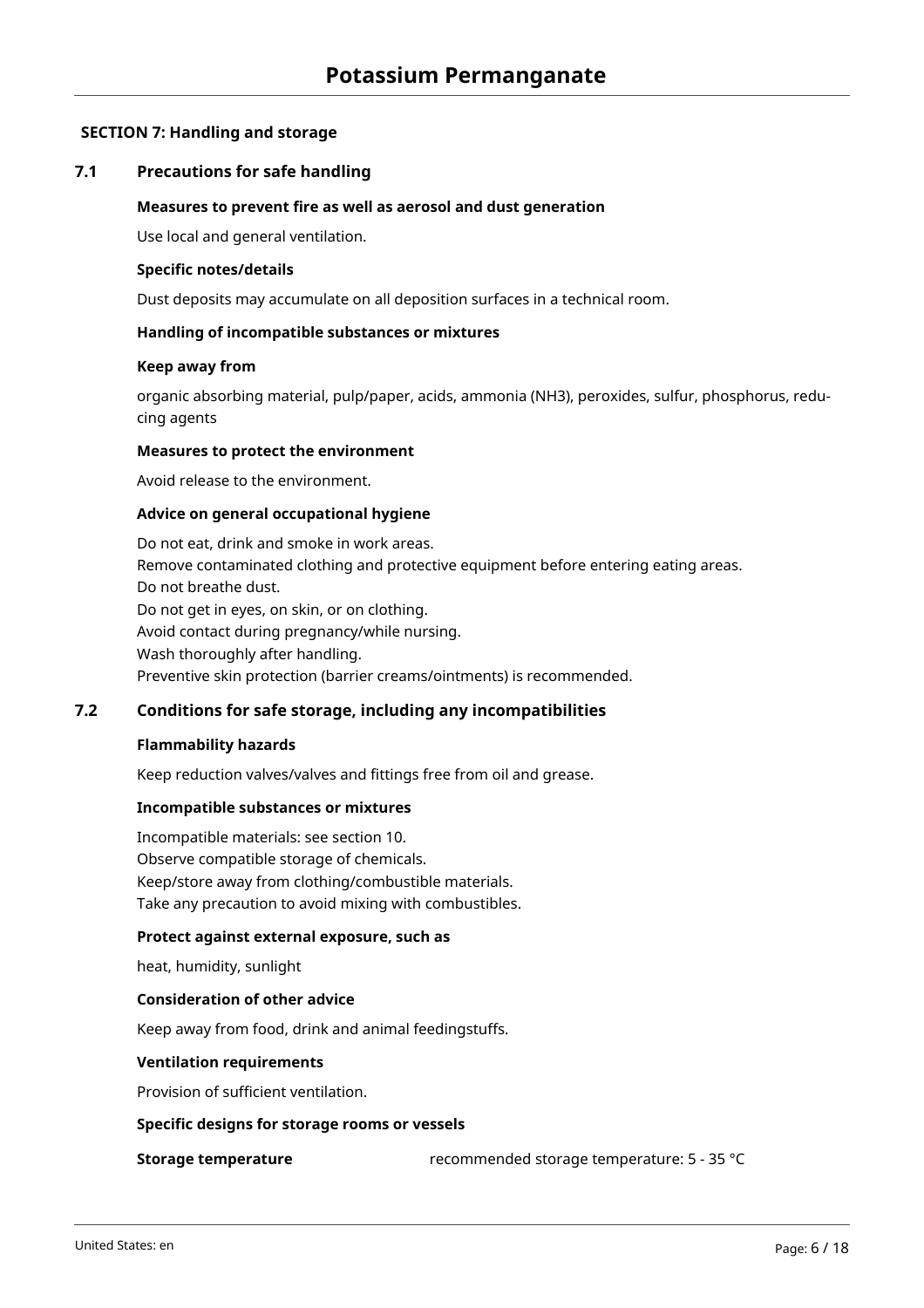## SECTION 7: Handling and storage

### 7.1 Precautions for safe handling

**Measures to prevent fire as well as aerosol and dust generation**

Use local and general ventilation.

**Specific notes/details**

Dust deposits may accumulate on all deposition surfaces in a technical room.

**Handling of incompatible substances or mixtures**

**Keep away from**

organic absorbing material, pulp/paper, acids, ammonia ($NH_3$), peroxides, sulfur, phosphorus, reducing agents

**Measures to protect the environment**

Avoid release to the environment.

**Advice on general occupational hygiene**

Do not eat, drink and smoke in work areas.
Remove contaminated clothing and protective equipment before entering eating areas.
Do not breathe dust.
Do not get in eyes, on skin, or on clothing.
Avoid contact during pregnancy/while nursing.
Wash thoroughly after handling.
Preventive skin protection (barrier creams/ointments) is recommended.

### 7.2 Conditions for safe storage, including any incompatibilities

**Flammability hazards**

Keep reduction valves/valves and fittings free from oil and grease.

**Incompatible substances or mixtures**

Incompatible materials: see section 10.
Observe compatible storage of chemicals.
Keep/store away from clothing/combustible materials.
Take any precaution to avoid mixing with combustibles.

**Protect against external exposure, such as**

heat, humidity, sunlight

**Consideration of other advice**

Keep away from food, drink and animal feedingstuffs.

**Ventilation requirements**

Provision of sufficient ventilation.

**Specific designs for storage rooms or vessels**

**Storage temperature** recommended storage temperature: 5 - 35 °C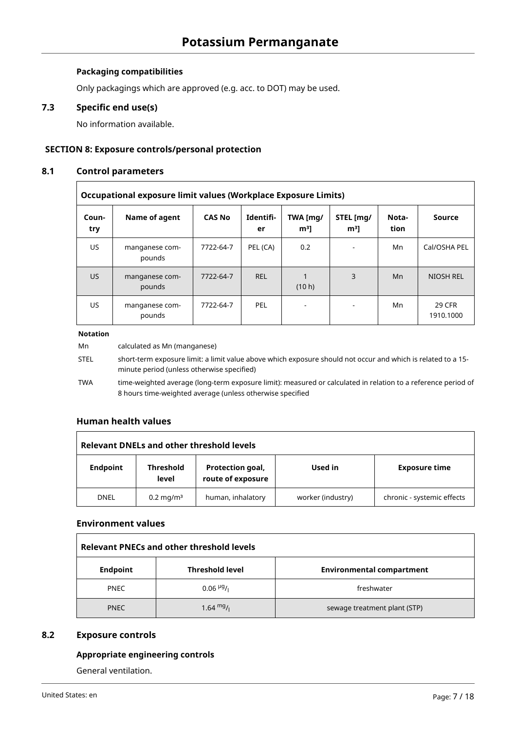### Packaging compatibilities

Only packagings which are approved (e.g. acc. to DOT) may be used.

## 7.3 Specific end use(s)

No information available.

# SECTION 8: Exposure controls/personal protection

## 8.1 Control parameters

| Occupational exposure limit values (Workplace Exposure Limits) | | | | | | | |
|---|---|---|---|---|---|---|---|
| Country | Name of agent | CAS No | Identifier | TWA [mg/m³] | STEL [mg/m³] | Notation | Source |
| US | manganese compounds | 7722-64-7 | PEL (CA) | 0.2 | - | Mn | Cal/OSHA PEL |
| US | manganese compounds | 7722-64-7 | REL | 1 (10 h) | 3 | Mn | NIOSH REL |
| US | manganese compounds | 7722-64-7 | PEL | - | - | Mn | 29 CFR 1910.1000 |

**Notation**

| | |
|---|---|
| Mn | calculated as Mn (manganese) |
| STEL | short-term exposure limit: a limit value above which exposure should not occur and which is related to a 15-minute period (unless otherwise specified) |
| TWA | time-weighted average (long-term exposure limit): measured or calculated in relation to a reference period of 8 hours time-weighted average (unless otherwise specified |

### Human health values

| Relevant DNELs and other threshold levels | | | | |
|---|---|---|---|---|
| Endpoint | Threshold level | Protection goal, route of exposure | Used in | Exposure time |
| DNEL | 0.2 mg/m³ | human, inhalatory | worker (industry) | chronic - systemic effects |

### Environment values

| Relevant PNECs and other threshold levels | | |
|---|---|---|
| Endpoint | Threshold level | Environmental compartment |
| PNEC | 0.06 µg/l | freshwater |
| PNEC | 1.64 mg/l | sewage treatment plant (STP) |

## 8.2 Exposure controls

### Appropriate engineering controls

General ventilation.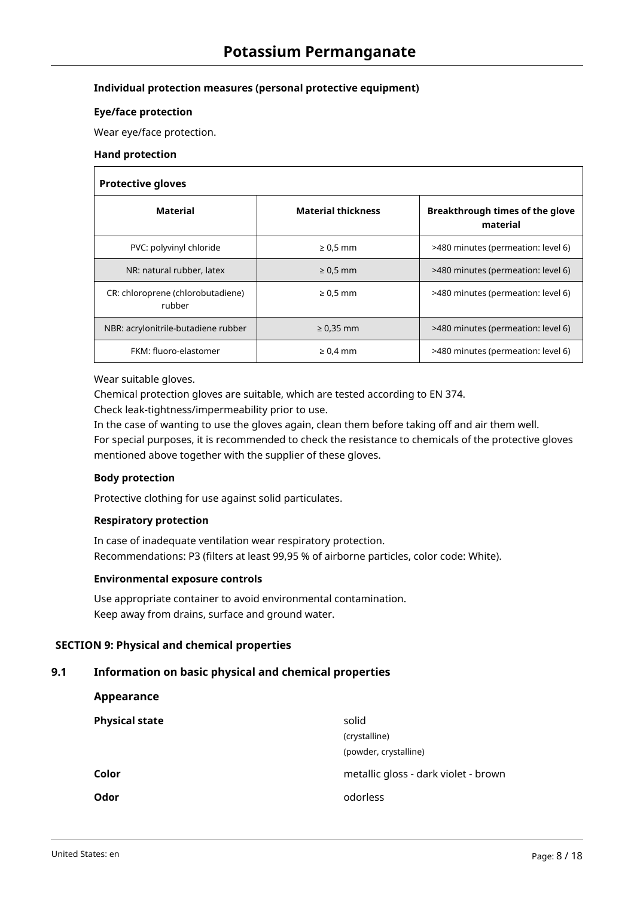**Individual protection measures (personal protective equipment)**

**Eye/face protection**

Wear eye/face protection.

**Hand protection**

| Protective gloves | | |
|---|---|---|
| **Material** | **Material thickness** | **Breakthrough times of the glove material** |
| PVC: polyvinyl chloride | ≥ 0,5 mm | >480 minutes (permeation: level 6) |
| NR: natural rubber, latex | ≥ 0,5 mm | >480 minutes (permeation: level 6) |
| CR: chloroprene (chlorobutadiene) rubber | ≥ 0,5 mm | >480 minutes (permeation: level 6) |
| NBR: acrylonitrile-butadiene rubber | ≥ 0,35 mm | >480 minutes (permeation: level 6) |
| FKM: fluoro-elastomer | ≥ 0,4 mm | >480 minutes (permeation: level 6) |

Wear suitable gloves.
Chemical protection gloves are suitable, which are tested according to EN 374.
Check leak-tightness/impermeability prior to use.
In the case of wanting to use the gloves again, clean them before taking off and air them well.
For special purposes, it is recommended to check the resistance to chemicals of the protective gloves mentioned above together with the supplier of these gloves.

**Body protection**

Protective clothing for use against solid particulates.

**Respiratory protection**

In case of inadequate ventilation wear respiratory protection.
Recommendations: P3 (filters at least 99,95 % of airborne particles, color code: White).

**Environmental exposure controls**

Use appropriate container to avoid environmental contamination.
Keep away from drains, surface and ground water.

## SECTION 9: Physical and chemical properties

### 9.1 Information on basic physical and chemical properties

**Appearance**

| | |
|---|---|
| **Physical state** | solid (crystalline) (powder, crystalline) |
| **Color** | metallic gloss - dark violet - brown |
| **Odor** | odorless |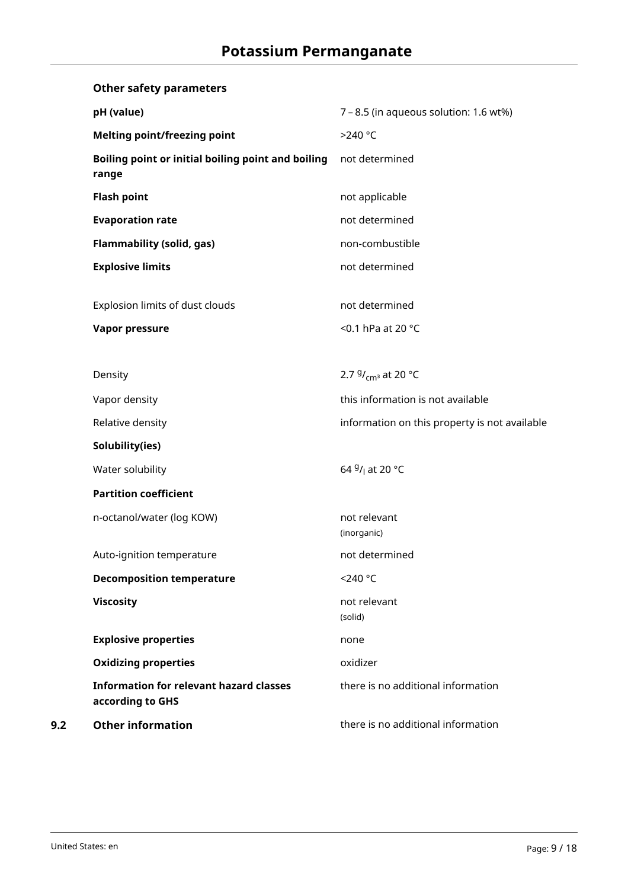**Other safety parameters**

| | |
|---|---|
| **pH (value)** | 7 – 8.5 (in aqueous solution: 1.6 wt%) |
| **Melting point/freezing point** | >240 °C |
| **Boiling point or initial boiling point and boiling range** | not determined |
| **Flash point** | not applicable |
| **Evaporation rate** | not determined |
| **Flammability (solid, gas)** | non-combustible |
| **Explosive limits** | not determined |
| Explosion limits of dust clouds | not determined |
| **Vapor pressure** | <0.1 hPa at 20 °C |
| Density | 2.7 $^{g}/_{cm^3}$ at 20 °C |
| Vapor density | this information is not available |
| Relative density | information on this property is not available |
| **Solubility(ies)** | |
| Water solubility | 64 $^{g}/_{l}$ at 20 °C |
| **Partition coefficient** | |
| n-octanol/water (log KOW) | not relevant (inorganic) |
| Auto-ignition temperature | not determined |
| **Decomposition temperature** | <240 °C |
| **Viscosity** | not relevant (solid) |
| **Explosive properties** | none |
| **Oxidizing properties** | oxidizer |
| **Information for relevant hazard classes according to GHS** | there is no additional information |

### 9.2 Other information

there is no additional information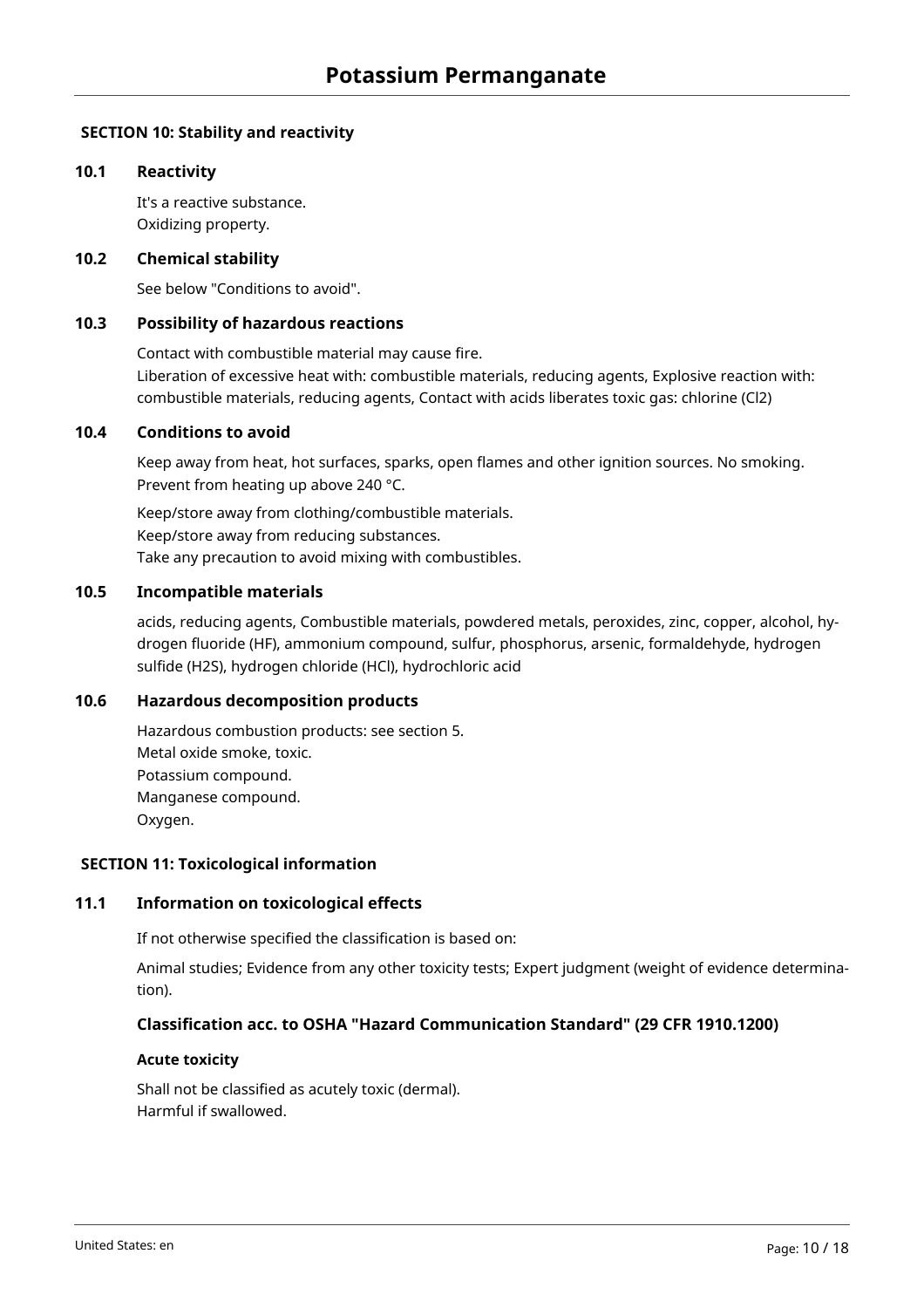## SECTION 10: Stability and reactivity

### 10.1 Reactivity

It's a reactive substance.
Oxidizing property.

### 10.2 Chemical stability

See below "Conditions to avoid".

### 10.3 Possibility of hazardous reactions

Contact with combustible material may cause fire.
Liberation of excessive heat with: combustible materials, reducing agents, Explosive reaction with: combustible materials, reducing agents, Contact with acids liberates toxic gas: chlorine ($Cl_2$)

### 10.4 Conditions to avoid

Keep away from heat, hot surfaces, sparks, open flames and other ignition sources. No smoking.
Prevent from heating up above 240 °C.

Keep/store away from clothing/combustible materials.
Keep/store away from reducing substances.
Take any precaution to avoid mixing with combustibles.

### 10.5 Incompatible materials

acids, reducing agents, Combustible materials, powdered metals, peroxides, zinc, copper, alcohol, hydrogen fluoride (HF), ammonium compound, sulfur, phosphorus, arsenic, formaldehyde, hydrogen sulfide ($H_2S$), hydrogen chloride (HCl), hydrochloric acid

### 10.6 Hazardous decomposition products

Hazardous combustion products: see section 5.
Metal oxide smoke, toxic.
Potassium compound.
Manganese compound.
Oxygen.

## SECTION 11: Toxicological information

### 11.1 Information on toxicological effects

If not otherwise specified the classification is based on:

Animal studies; Evidence from any other toxicity tests; Expert judgment (weight of evidence determination).

#### Classification acc. to OSHA "Hazard Communication Standard" (29 CFR 1910.1200)

**Acute toxicity**

Shall not be classified as acutely toxic (dermal).
Harmful if swallowed.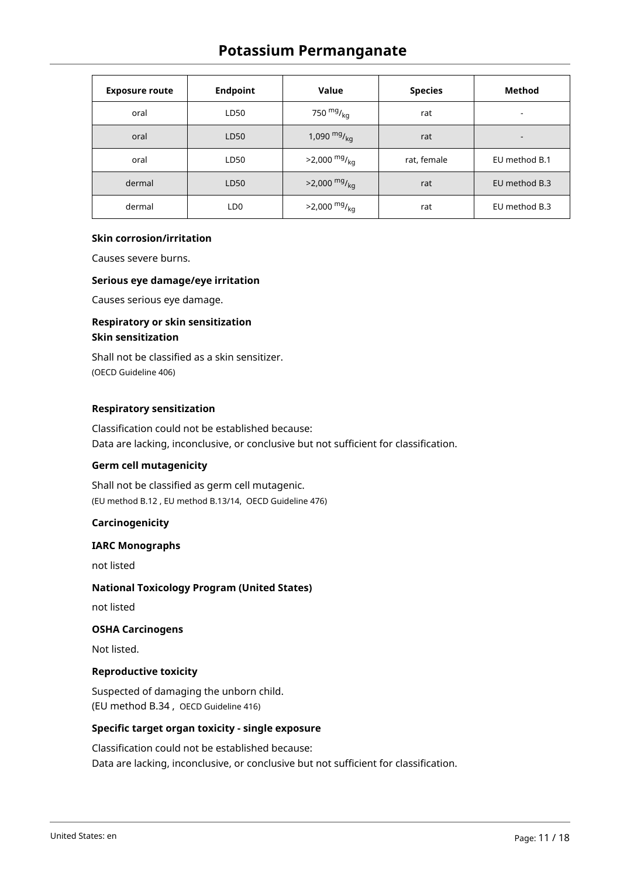| Exposure route | Endpoint | Value | Species | Method |
|---|---|---|---|---|
| oral | LD50 | 750 $^{mg}/_{kg}$ | rat | - |
| oral | LD50 | 1,090 $^{mg}/_{kg}$ | rat | - |
| oral | LD50 | >2,000 $^{mg}/_{kg}$ | rat, female | EU method B.1 |
| dermal | LD50 | >2,000 $^{mg}/_{kg}$ | rat | EU method B.3 |
| dermal | LD0 | >2,000 $^{mg}/_{kg}$ | rat | EU method B.3 |

**Skin corrosion/irritation**

Causes severe burns.

**Serious eye damage/eye irritation**

Causes serious eye damage.

**Respiratory or skin sensitization**
**Skin sensitization**

Shall not be classified as a skin sensitizer.
(OECD Guideline 406)

**Respiratory sensitization**

Classification could not be established because:
Data are lacking, inconclusive, or conclusive but not sufficient for classification.

**Germ cell mutagenicity**

Shall not be classified as germ cell mutagenic.
(EU method B.12 , EU method B.13/14, OECD Guideline 476)

**Carcinogenicity**

**IARC Monographs**

not listed

**National Toxicology Program (United States)**

not listed

**OSHA Carcinogens**

Not listed.

**Reproductive toxicity**

Suspected of damaging the unborn child.
(EU method B.34 , OECD Guideline 416)

**Specific target organ toxicity - single exposure**

Classification could not be established because:
Data are lacking, inconclusive, or conclusive but not sufficient for classification.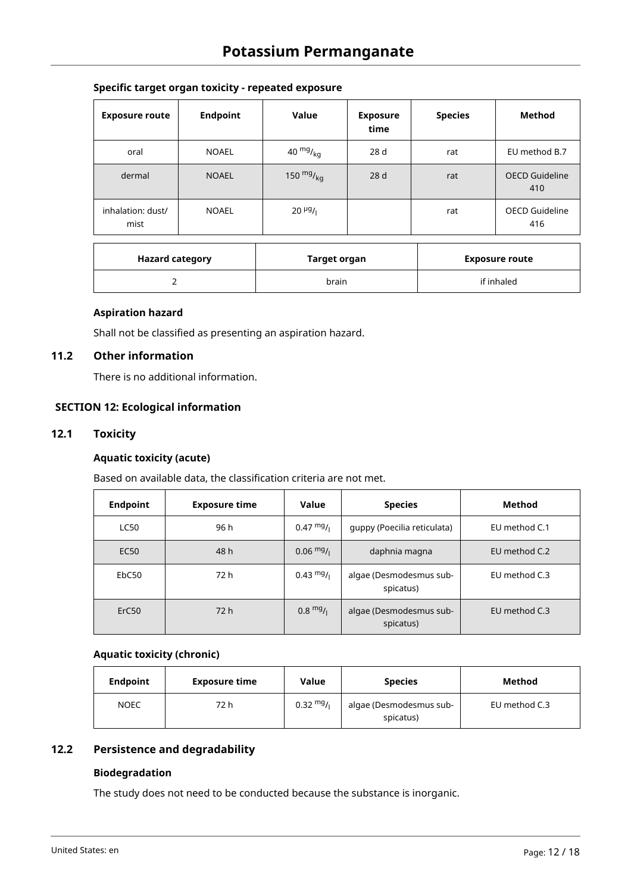### Specific target organ toxicity - repeated exposure

| Exposure route | Endpoint | Value | Exposure time | Species | Method |
|---|---|---|---|---|---|
| oral | NOAEL | 40 $^{mg}/_{kg}$ | 28 d | rat | EU method B.7 |
| dermal | NOAEL | 150 $^{mg}/_{kg}$ | 28 d | rat | OECD Guideline 410 |
| inhalation: dust/ mist | NOAEL | 20 $^{µg}/_{l}$ | | rat | OECD Guideline 416 |

| Hazard category | Target organ | Exposure route |
|---|---|---|
| 2 | brain | if inhaled |

### Aspiration hazard

Shall not be classified as presenting an aspiration hazard.

## 11.2 Other information

There is no additional information.

# SECTION 12: Ecological information

## 12.1 Toxicity

### Aquatic toxicity (acute)

Based on available data, the classification criteria are not met.

| Endpoint | Exposure time | Value | Species | Method |
|---|---|---|---|---|
| LC50 | 96 h | 0.47 $^{mg}/_{l}$ | guppy (Poecilia reticulata) | EU method C.1 |
| EC50 | 48 h | 0.06 $^{mg}/_{l}$ | daphnia magna | EU method C.2 |
| EbC50 | 72 h | 0.43 $^{mg}/_{l}$ | algae (Desmodesmus sub-spicatus) | EU method C.3 |
| ErC50 | 72 h | 0.8 $^{mg}/_{l}$ | algae (Desmodesmus sub-spicatus) | EU method C.3 |

### Aquatic toxicity (chronic)

| Endpoint | Exposure time | Value | Species | Method |
|---|---|---|---|---|
| NOEC | 72 h | 0.32 $^{mg}/_{l}$ | algae (Desmodesmus sub-spicatus) | EU method C.3 |

## 12.2 Persistence and degradability

### Biodegradation

The study does not need to be conducted because the substance is inorganic.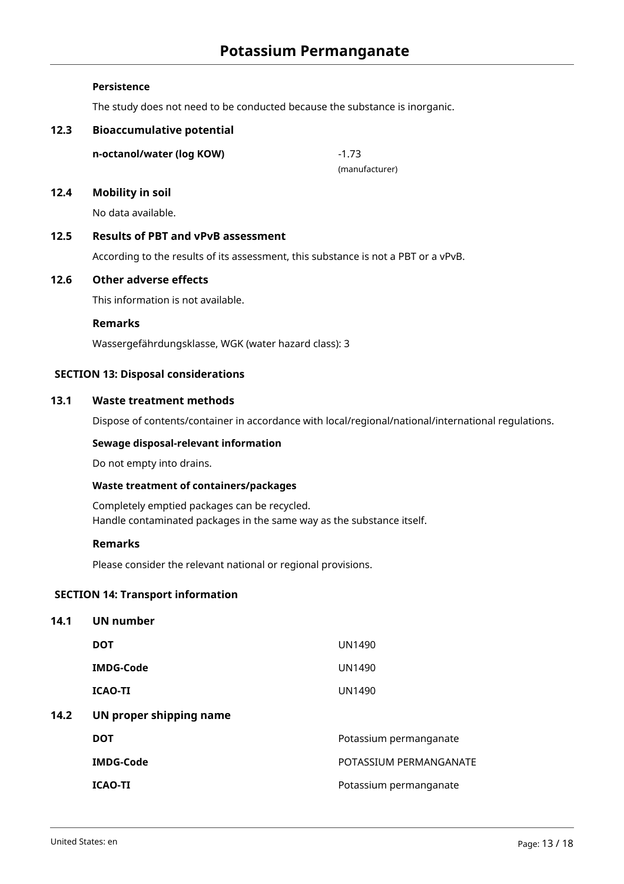#### Persistence

The study does not need to be conducted because the substance is inorganic.

### 12.3 Bioaccumulative potential

| | |
|---|---|
| **n-octanol/water (log KOW)** | -1.73 (manufacturer) |

### 12.4 Mobility in soil

No data available.

### 12.5 Results of PBT and vPvB assessment

According to the results of its assessment, this substance is not a PBT or a vPvB.

### 12.6 Other adverse effects

This information is not available.

#### Remarks

Wassergefährdungsklasse, WGK (water hazard class): 3

## SECTION 13: Disposal considerations

### 13.1 Waste treatment methods

Dispose of contents/container in accordance with local/regional/national/international regulations.

#### Sewage disposal-relevant information

Do not empty into drains.

#### Waste treatment of containers/packages

Completely emptied packages can be recycled.
Handle contaminated packages in the same way as the substance itself.

#### Remarks

Please consider the relevant national or regional provisions.

## SECTION 14: Transport information

### 14.1 UN number

| | |
|---|---|
| **DOT** | UN1490 |
| **IMDG-Code** | UN1490 |
| **ICAO-TI** | UN1490 |

### 14.2 UN proper shipping name

| | |
|---|---|
| **DOT** | Potassium permanganate |
| **IMDG-Code** | POTASSIUM PERMANGANATE |
| **ICAO-TI** | Potassium permanganate |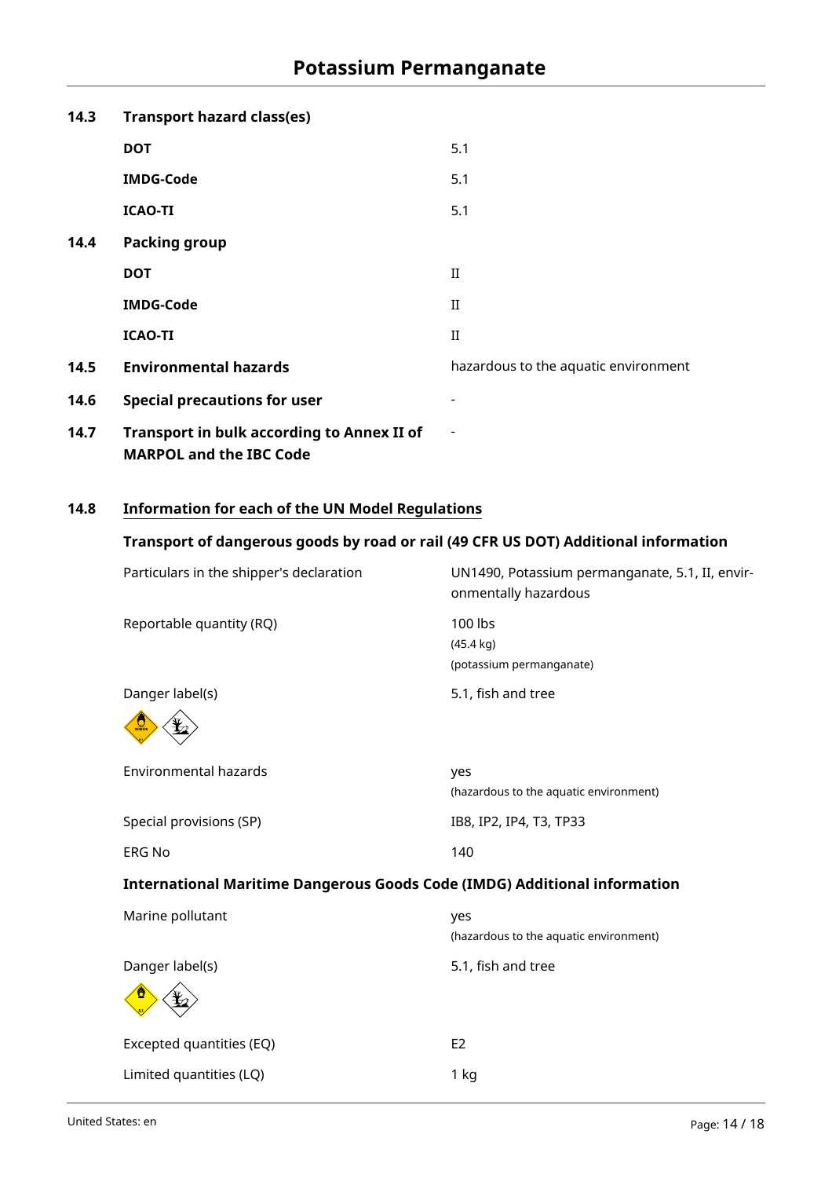**14.3 Transport hazard class(es)**

| | |
|---|---|
| **DOT** | 5.1 |
| **IMDG-Code** | 5.1 |
| **ICAO-TI** | 5.1 |

**14.4 Packing group**

| | |
|---|---|
| **DOT** | II |
| **IMDG-Code** | II |
| **ICAO-TI** | II |

**14.5 Environmental hazards** — hazardous to the aquatic environment

**14.6 Special precautions for user** — -

**14.7 Transport in bulk according to Annex II of MARPOL and the IBC Code** — -

## 14.8 Information for each of the UN Model Regulations

### Transport of dangerous goods by road or rail (49 CFR US DOT) Additional information

| | |
|---|---|
| Particulars in the shipper's declaration | UN1490, Potassium permanganate, 5.1, II, environmentally hazardous |
| Reportable quantity (RQ) | 100 lbs (45.4 kg) (potassium permanganate) |
| Danger label(s) | 5.1, fish and tree |
| Environmental hazards | yes (hazardous to the aquatic environment) |
| Special provisions (SP) | IB8, IP2, IP4, T3, TP33 |
| ERG No | 140 |

### International Maritime Dangerous Goods Code (IMDG) Additional information

| | |
|---|---|
| Marine pollutant | yes (hazardous to the aquatic environment) |
| Danger label(s) | 5.1, fish and tree |
| Excepted quantities (EQ) | E2 |
| Limited quantities (LQ) | 1 kg |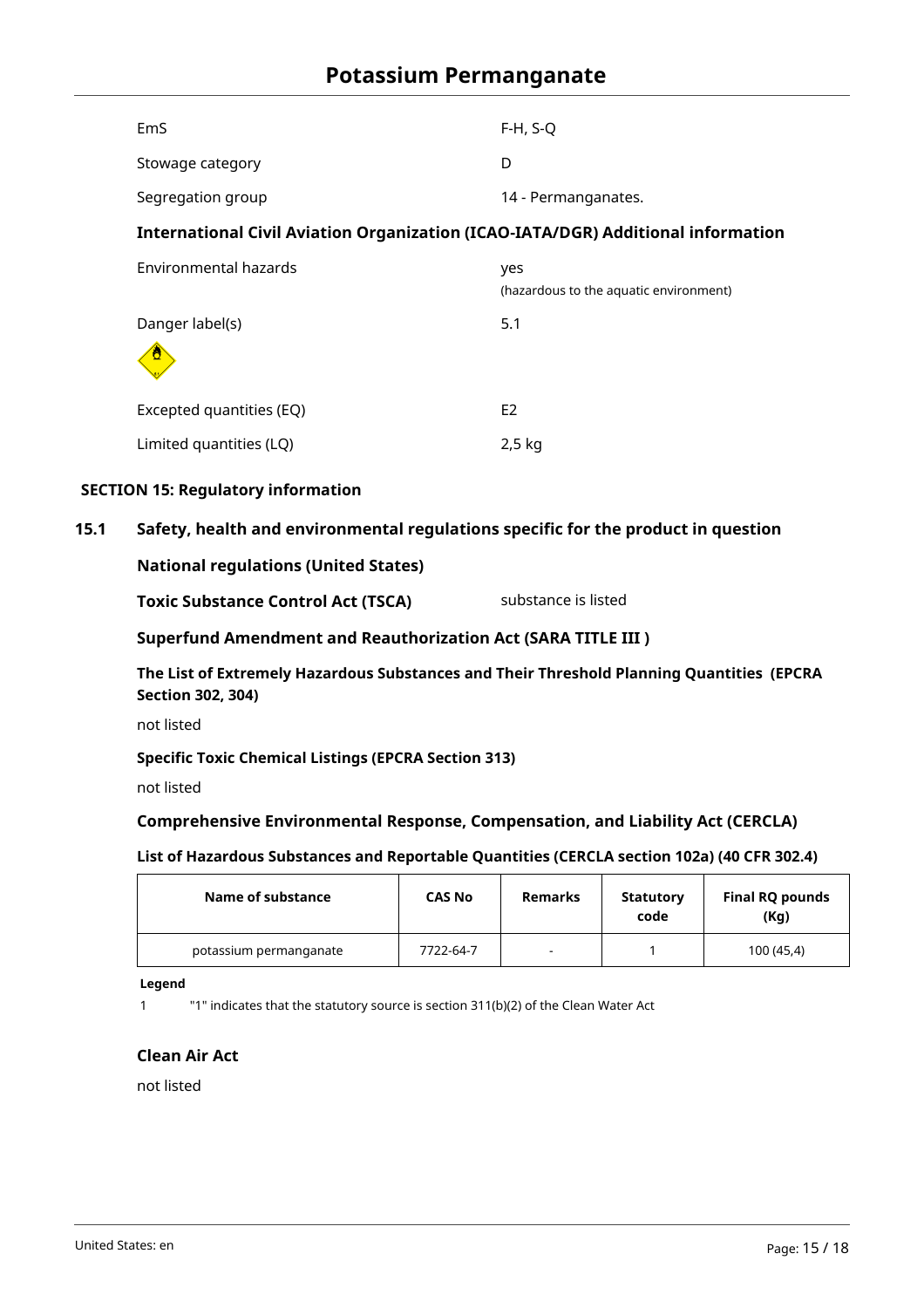| | |
|---|---|
| EmS | F-H, S-Q |
| Stowage category | D |
| Segregation group | 14 - Permanganates. |

**International Civil Aviation Organization (ICAO-IATA/DGR) Additional information**

| | |
|---|---|
| Environmental hazards | yes (hazardous to the aquatic environment) |
| Danger label(s) | 5.1 |
| Excepted quantities (EQ) | E2 |
| Limited quantities (LQ) | 2,5 kg |

## SECTION 15: Regulatory information

### 15.1 Safety, health and environmental regulations specific for the product in question

**National regulations (United States)**

**Toxic Substance Control Act (TSCA)** substance is listed

**Superfund Amendment and Reauthorization Act (SARA TITLE III )**

**The List of Extremely Hazardous Substances and Their Threshold Planning Quantities (EPCRA Section 302, 304)**

not listed

**Specific Toxic Chemical Listings (EPCRA Section 313)**

not listed

**Comprehensive Environmental Response, Compensation, and Liability Act (CERCLA)**

**List of Hazardous Substances and Reportable Quantities (CERCLA section 102a) (40 CFR 302.4)**

| Name of substance | CAS No | Remarks | Statutory code | Final RQ pounds (Kg) |
|---|---|---|---|---|
| potassium permanganate | 7722-64-7 | - | 1 | 100 (45,4) |

**Legend**

1 "1" indicates that the statutory source is section 311(b)(2) of the Clean Water Act

**Clean Air Act**

not listed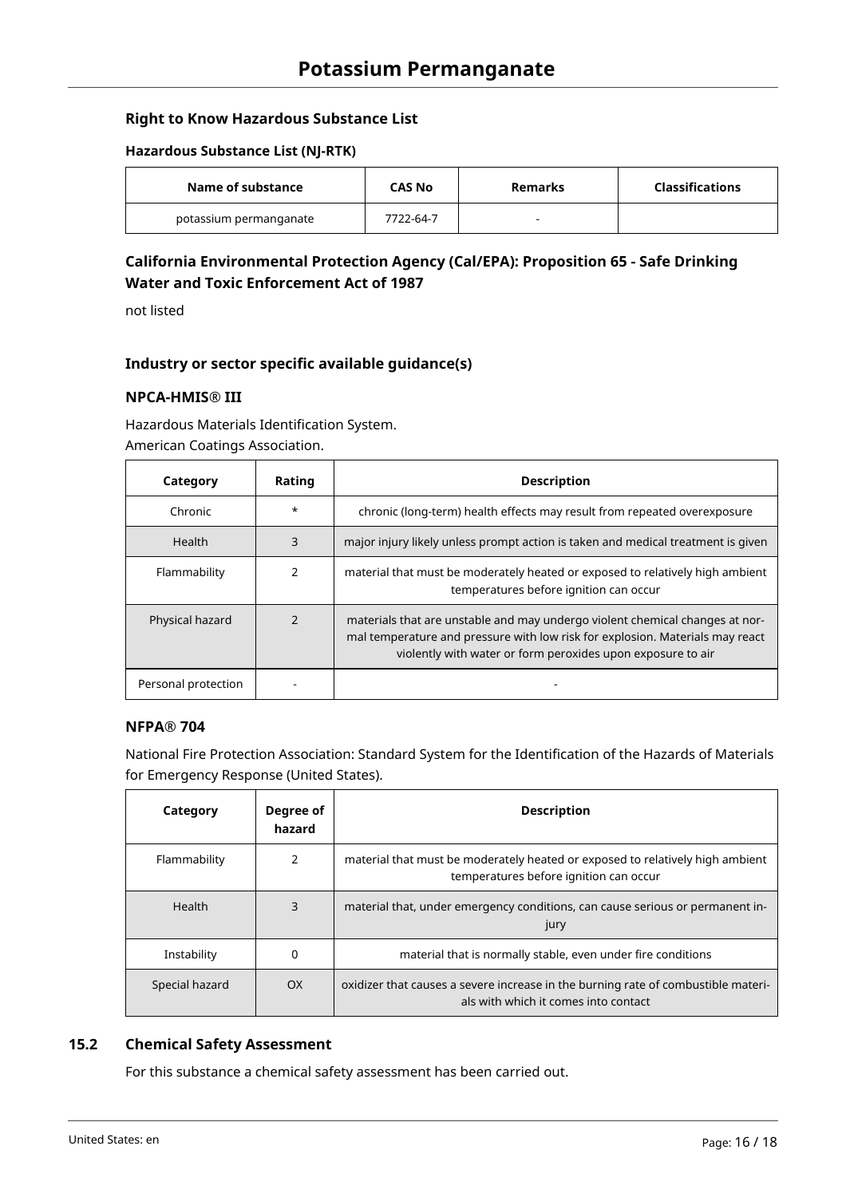### Right to Know Hazardous Substance List

#### Hazardous Substance List (NJ-RTK)

| Name of substance | CAS No | Remarks | Classifications |
|---|---|---|---|
| potassium permanganate | 7722-64-7 | - | |

### California Environmental Protection Agency (Cal/EPA): Proposition 65 - Safe Drinking Water and Toxic Enforcement Act of 1987

not listed

### Industry or sector specific available guidance(s)

#### NPCA-HMIS® III

Hazardous Materials Identification System.
American Coatings Association.

| Category | Rating | Description |
|---|---|---|
| Chronic | * | chronic (long-term) health effects may result from repeated overexposure |
| Health | 3 | major injury likely unless prompt action is taken and medical treatment is given |
| Flammability | 2 | material that must be moderately heated or exposed to relatively high ambient temperatures before ignition can occur |
| Physical hazard | 2 | materials that are unstable and may undergo violent chemical changes at normal temperature and pressure with low risk for explosion. Materials may react violently with water or form peroxides upon exposure to air |
| Personal protection | - | - |

#### NFPA® 704

National Fire Protection Association: Standard System for the Identification of the Hazards of Materials for Emergency Response (United States).

| Category | Degree of hazard | Description |
|---|---|---|
| Flammability | 2 | material that must be moderately heated or exposed to relatively high ambient temperatures before ignition can occur |
| Health | 3 | material that, under emergency conditions, can cause serious or permanent injury |
| Instability | 0 | material that is normally stable, even under fire conditions |
| Special hazard | OX | oxidizer that causes a severe increase in the burning rate of combustible materials with which it comes into contact |

## 15.2 Chemical Safety Assessment

For this substance a chemical safety assessment has been carried out.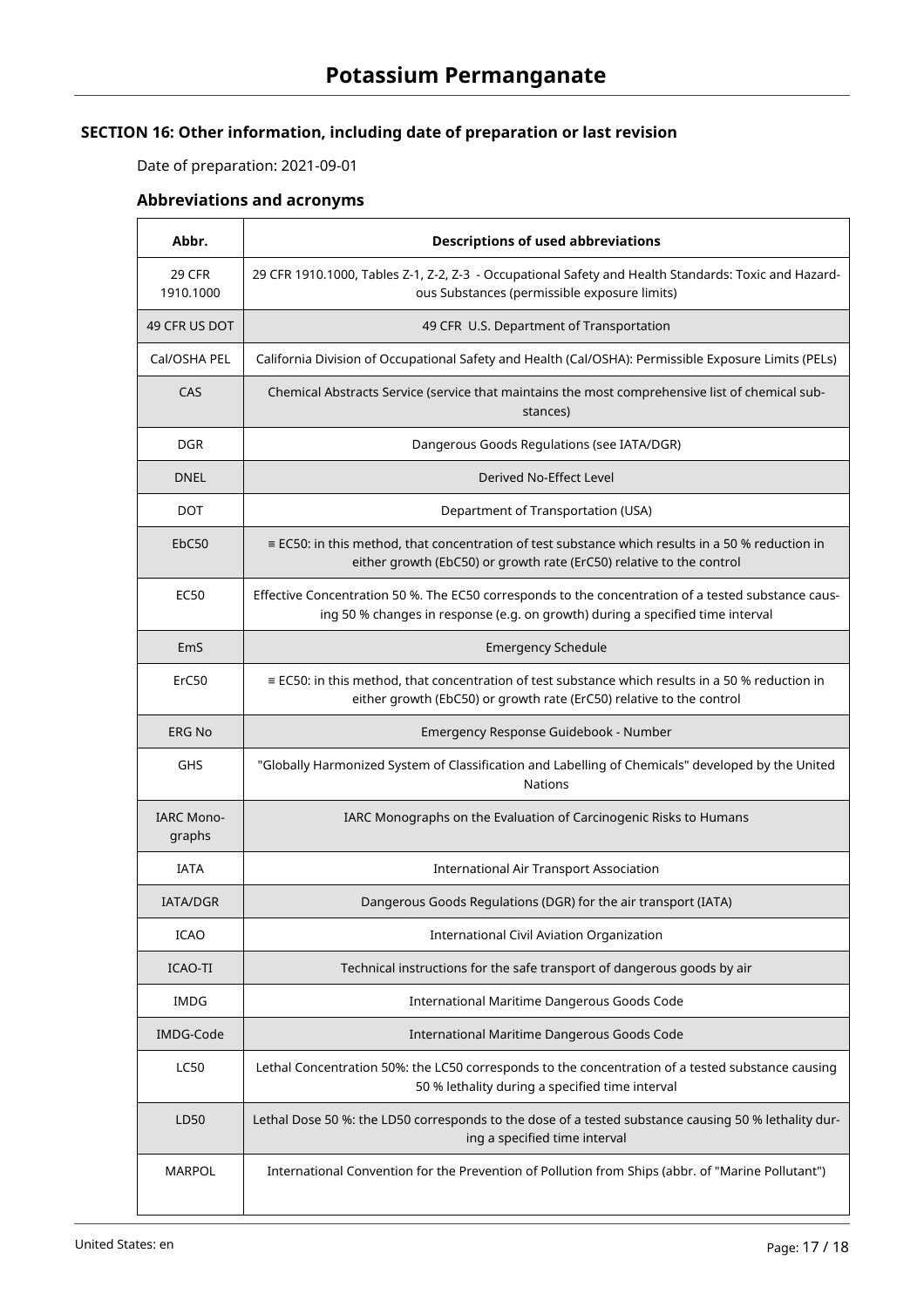## SECTION 16: Other information, including date of preparation or last revision

Date of preparation: 2021-09-01

### Abbreviations and acronyms

| Abbr. | Descriptions of used abbreviations |
|---|---|
| 29 CFR 1910.1000 | 29 CFR 1910.1000, Tables Z-1, Z-2, Z-3 - Occupational Safety and Health Standards: Toxic and Hazardous Substances (permissible exposure limits) |
| 49 CFR US DOT | 49 CFR U.S. Department of Transportation |
| Cal/OSHA PEL | California Division of Occupational Safety and Health (Cal/OSHA): Permissible Exposure Limits (PELs) |
| CAS | Chemical Abstracts Service (service that maintains the most comprehensive list of chemical substances) |
| DGR | Dangerous Goods Regulations (see IATA/DGR) |
| DNEL | Derived No-Effect Level |
| DOT | Department of Transportation (USA) |
| EbC50 | ≡ EC50: in this method, that concentration of test substance which results in a 50 % reduction in either growth (EbC50) or growth rate (ErC50) relative to the control |
| EC50 | Effective Concentration 50 %. The EC50 corresponds to the concentration of a tested substance causing 50 % changes in response (e.g. on growth) during a specified time interval |
| EmS | Emergency Schedule |
| ErC50 | ≡ EC50: in this method, that concentration of test substance which results in a 50 % reduction in either growth (EbC50) or growth rate (ErC50) relative to the control |
| ERG No | Emergency Response Guidebook - Number |
| GHS | "Globally Harmonized System of Classification and Labelling of Chemicals" developed by the United Nations |
| IARC Monographs | IARC Monographs on the Evaluation of Carcinogenic Risks to Humans |
| IATA | International Air Transport Association |
| IATA/DGR | Dangerous Goods Regulations (DGR) for the air transport (IATA) |
| ICAO | International Civil Aviation Organization |
| ICAO-TI | Technical instructions for the safe transport of dangerous goods by air |
| IMDG | International Maritime Dangerous Goods Code |
| IMDG-Code | International Maritime Dangerous Goods Code |
| LC50 | Lethal Concentration 50%: the LC50 corresponds to the concentration of a tested substance causing 50 % lethality during a specified time interval |
| LD50 | Lethal Dose 50 %: the LD50 corresponds to the dose of a tested substance causing 50 % lethality during a specified time interval |
| MARPOL | International Convention for the Prevention of Pollution from Ships (abbr. of "Marine Pollutant") |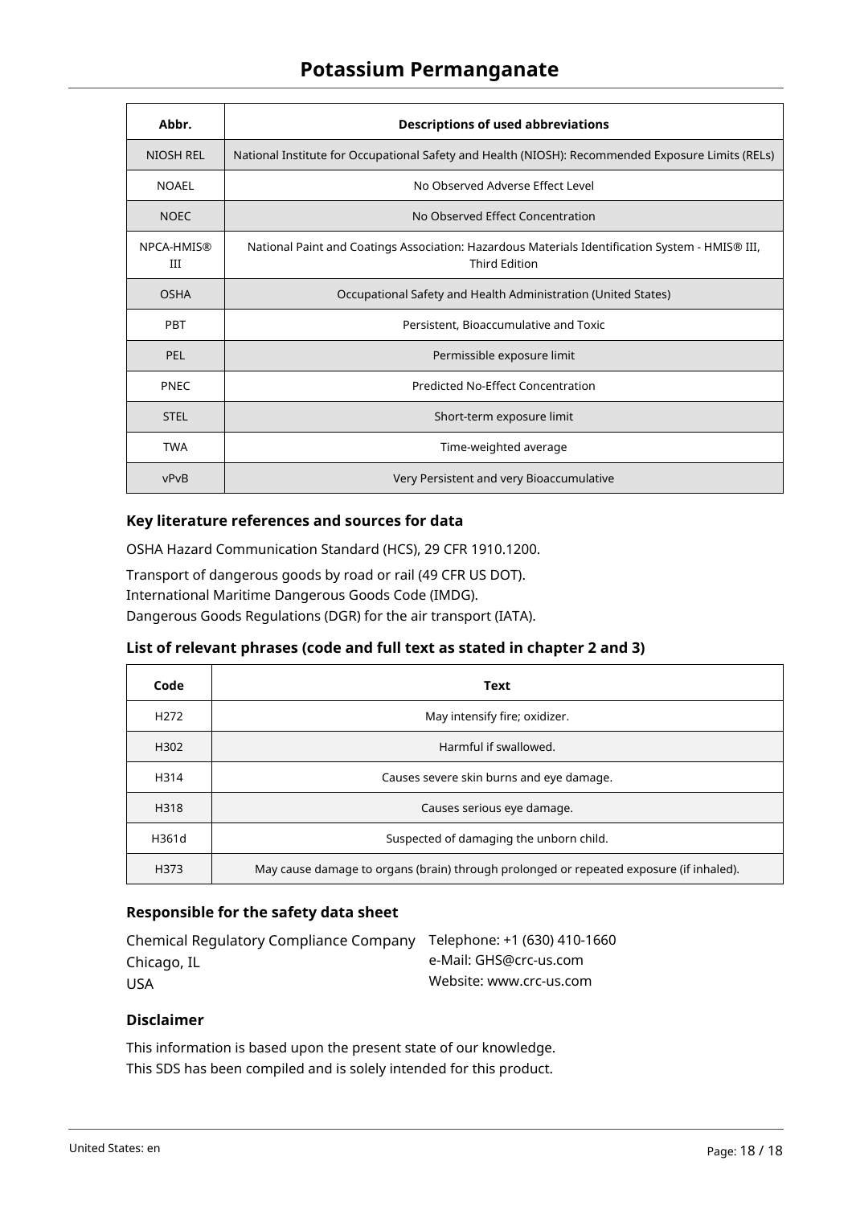| Abbr. | Descriptions of used abbreviations |
|---|---|
| NIOSH REL | National Institute for Occupational Safety and Health (NIOSH): Recommended Exposure Limits (RELs) |
| NOAEL | No Observed Adverse Effect Level |
| NOEC | No Observed Effect Concentration |
| NPCA-HMIS® III | National Paint and Coatings Association: Hazardous Materials Identification System - HMIS® III, Third Edition |
| OSHA | Occupational Safety and Health Administration (United States) |
| PBT | Persistent, Bioaccumulative and Toxic |
| PEL | Permissible exposure limit |
| PNEC | Predicted No-Effect Concentration |
| STEL | Short-term exposure limit |
| TWA | Time-weighted average |
| vPvB | Very Persistent and very Bioaccumulative |

### Key literature references and sources for data

OSHA Hazard Communication Standard (HCS), 29 CFR 1910.1200.

Transport of dangerous goods by road or rail (49 CFR US DOT).
International Maritime Dangerous Goods Code (IMDG).
Dangerous Goods Regulations (DGR) for the air transport (IATA).

### List of relevant phrases (code and full text as stated in chapter 2 and 3)

| Code | Text |
|---|---|
| H272 | May intensify fire; oxidizer. |
| H302 | Harmful if swallowed. |
| H314 | Causes severe skin burns and eye damage. |
| H318 | Causes serious eye damage. |
| H361d | Suspected of damaging the unborn child. |
| H373 | May cause damage to organs (brain) through prolonged or repeated exposure (if inhaled). |

### Responsible for the safety data sheet

Chemical Regulatory Compliance Company
Chicago, IL
USA

Telephone: +1 (630) 410-1660
e-Mail: GHS@crc-us.com
Website: www.crc-us.com

### Disclaimer

This information is based upon the present state of our knowledge.
This SDS has been compiled and is solely intended for this product.